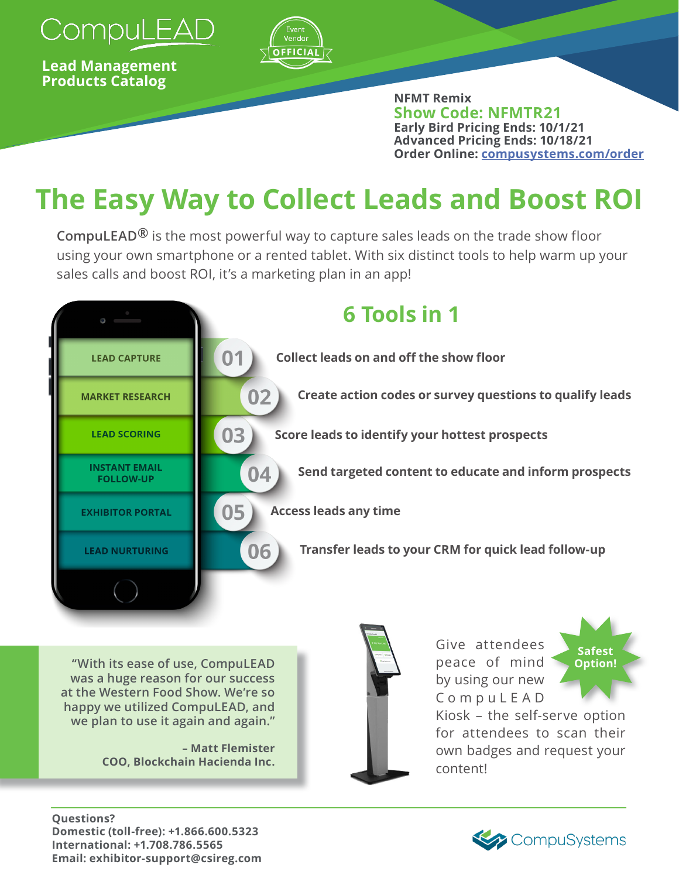# CompuLEAD

**Lead Management Products Catalog**

Event Vendor OFFICIAL

**NFMT Remix**
**Show Code: NFMTR21**
**Early Bird Pricing Ends: 10/1/21**
**Advanced Pricing Ends: 10/18/21**
**Order Online: [compusystems.com/order](compusystems.com/order)**

# The Easy Way to Collect Leads and Boost ROI

**CompuLEAD®** is the most powerful way to capture sales leads on the trade show floor using your own smartphone or a rented tablet. With six distinct tools to help warm up your sales calls and boost ROI, it's a marketing plan in an app!

## 6 Tools in 1

| | Tool | Description |
|---|---|---|
| 01 | LEAD CAPTURE | **Collect leads on and off the show floor** |
| 02 | MARKET RESEARCH | **Create action codes or survey questions to qualify leads** |
| 03 | LEAD SCORING | **Score leads to identify your hottest prospects** |
| 04 | INSTANT EMAIL FOLLOW-UP | **Send targeted content to educate and inform prospects** |
| 05 | EXHIBITOR PORTAL | **Access leads any time** |
| 06 | LEAD NURTURING | **Transfer leads to your CRM for quick lead follow-up** |

"With its ease of use, CompuLEAD was a huge reason for our success at the Western Food Show. We're so happy we utilized CompuLEAD, and we plan to use it again and again."

**– Matt Flemister**
**COO, Blockchain Hacienda Inc.**

**Safest Option!**

Give attendees peace of mind by using our new CompuLEAD Kiosk – the self-serve option for attendees to scan their own badges and request your content!

**Questions?**
**Domestic (toll-free): +1.866.600.5323**
**International: +1.708.786.5565**
**Email: exhibitor-support@csireg.com**

CompuSystems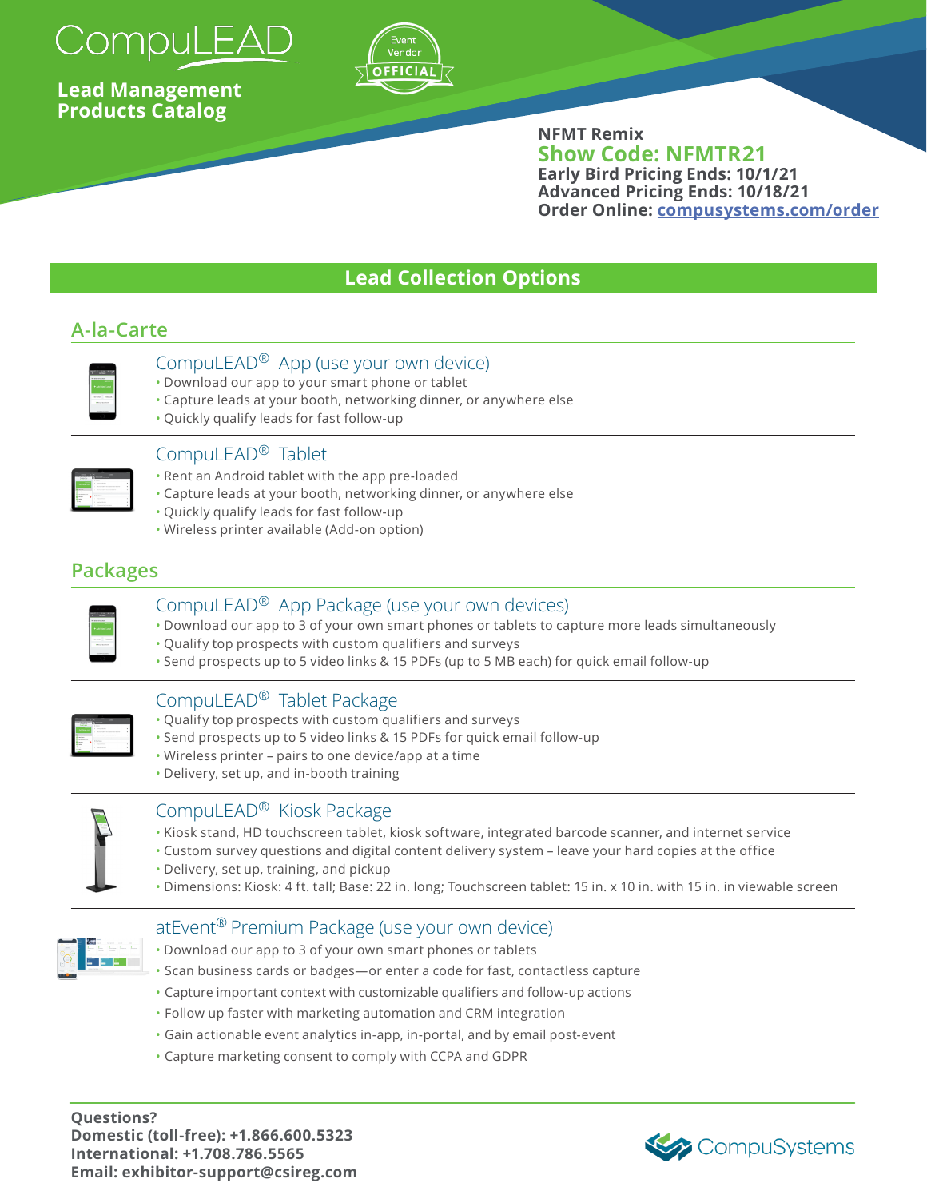# CompuLEAD

**Lead Management Products Catalog**

Event Vendor OFFICIAL

**NFMT Remix**
**Show Code: NFMTR21**
**Early Bird Pricing Ends: 10/1/21**
**Advanced Pricing Ends: 10/18/21**
**Order Online: compusystems.com/order**

## Lead Collection Options

### A-la-Carte

#### CompuLEAD® App (use your own device)

- Download our app to your smart phone or tablet
- Capture leads at your booth, networking dinner, or anywhere else
- Quickly qualify leads for fast follow-up

#### CompuLEAD® Tablet

- Rent an Android tablet with the app pre-loaded
- Capture leads at your booth, networking dinner, or anywhere else
- Quickly qualify leads for fast follow-up
- Wireless printer available (Add-on option)

### Packages

#### CompuLEAD® App Package (use your own devices)

- Download our app to 3 of your own smart phones or tablets to capture more leads simultaneously
- Qualify top prospects with custom qualifiers and surveys
- Send prospects up to 5 video links & 15 PDFs (up to 5 MB each) for quick email follow-up

#### CompuLEAD® Tablet Package

- Qualify top prospects with custom qualifiers and surveys
- Send prospects up to 5 video links & 15 PDFs for quick email follow-up
- Wireless printer – pairs to one device/app at a time
- Delivery, set up, and in-booth training

#### CompuLEAD® Kiosk Package

- Kiosk stand, HD touchscreen tablet, kiosk software, integrated barcode scanner, and internet service
- Custom survey questions and digital content delivery system – leave your hard copies at the office
- Delivery, set up, training, and pickup
- Dimensions: Kiosk: 4 ft. tall; Base: 22 in. long; Touchscreen tablet: 15 in. x 10 in. with 15 in. in viewable screen

#### atEvent® Premium Package (use your own device)

- Download our app to 3 of your own smart phones or tablets
- Scan business cards or badges—or enter a code for fast, contactless capture
- Capture important context with customizable qualifiers and follow-up actions
- Follow up faster with marketing automation and CRM integration
- Gain actionable event analytics in-app, in-portal, and by email post-event
- Capture marketing consent to comply with CCPA and GDPR

**Questions?**
**Domestic (toll-free): +1.866.600.5323**
**International: +1.708.786.5565**
**Email: exhibitor-support@csireg.com**

CompuSystems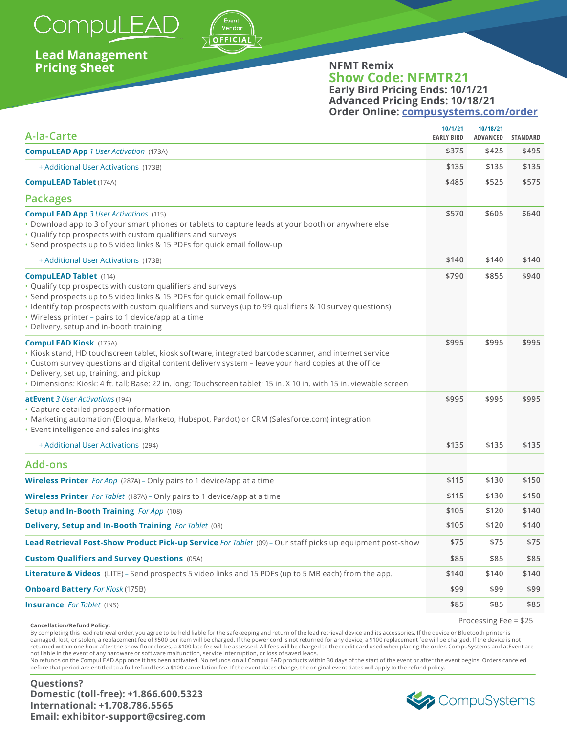# CompuLEAD

Event Vendor OFFICIAL

## Lead Management Pricing Sheet

**NFMT Remix**
**Show Code: NFMTR21**
**Early Bird Pricing Ends: 10/1/21**
**Advanced Pricing Ends: 10/18/21**
**Order Online: compusystems.com/order**

| A-la-Carte | 10/1/21 EARLY BIRD | 10/18/21 ADVANCED | STANDARD |
|---|---|---|---|
| **CompuLEAD App** *1 User Activation* (173A) | $375 | $425 | $495 |
| + Additional User Activations (173B) | $135 | $135 | $135 |
| **CompuLEAD Tablet** (174A) | $485 | $525 | $575 |
| **Packages** | | | |
| **CompuLEAD App** *3 User Activations* (115)<br>• Download app to 3 of your smart phones or tablets to capture leads at your booth or anywhere else<br>• Qualify top prospects with custom qualifiers and surveys<br>• Send prospects up to 5 video links & 15 PDFs for quick email follow-up | $570 | $605 | $640 |
| + Additional User Activations (173B) | $140 | $140 | $140 |
| **CompuLEAD Tablet** (114)<br>• Qualify top prospects with custom qualifiers and surveys<br>• Send prospects up to 5 video links & 15 PDFs for quick email follow-up<br>• Identify top prospects with custom qualifiers and surveys (up to 99 qualifiers & 10 survey questions)<br>• Wireless printer – pairs to 1 device/app at a time<br>• Delivery, setup and in-booth training | $790 | $855 | $940 |
| **CompuLEAD Kiosk** (175A)<br>• Kiosk stand, HD touchscreen tablet, kiosk software, integrated barcode scanner, and internet service<br>• Custom survey questions and digital content delivery system – leave your hard copies at the office<br>• Delivery, set up, training, and pickup<br>• Dimensions: Kiosk: 4 ft. tall; Base: 22 in. long; Touchscreen tablet: 15 in. X 10 in. with 15 in. viewable screen | $995 | $995 | $995 |
| **atEvent** *3 User Activations* (194)<br>• Capture detailed prospect information<br>• Marketing automation (Eloqua, Marketo, Hubspot, Pardot) or CRM (Salesforce.com) integration<br>• Event intelligence and sales insights | $995 | $995 | $995 |
| + Additional User Activations (294) | $135 | $135 | $135 |
| **Add-ons** | | | |
| **Wireless Printer** *For App* (287A) – Only pairs to 1 device/app at a time | $115 | $130 | $150 |
| **Wireless Printer** *For Tablet* (187A) – Only pairs to 1 device/app at a time | $115 | $130 | $150 |
| **Setup and In-Booth Training** *For App* (108) | $105 | $120 | $140 |
| **Delivery, Setup and In-Booth Training** *For Tablet* (08) | $105 | $120 | $140 |
| **Lead Retrieval Post-Show Product Pick-up Service** *For Tablet* (09) – Our staff picks up equipment post-show | $75 | $75 | $75 |
| **Custom Qualifiers and Survey Questions** (05A) | $85 | $85 | $85 |
| **Literature & Videos** (LITE) – Send prospects 5 video links and 15 PDFs (up to 5 MB each) from the app. | $140 | $140 | $140 |
| **Onboard Battery** *For Kiosk* (175B) | $99 | $99 | $99 |
| **Insurance** *For Tablet* (INS) | $85 | $85 | $85 |

Processing Fee = $25

**Cancellation/Refund Policy:**
By completing this lead retrieval order, you agree to be held liable for the safekeeping and return of the lead retrieval device and its accessories. If the device or Bluetooth printer is damaged, lost, or stolen, a replacement fee of $500 per item will be charged. If the power cord is not returned for any device, a $100 replacement fee will be charged. If the device is not returned within one hour after the show floor closes, a $100 late fee will be assessed. All fees will be charged to the credit card used when placing the order. CompuSystems and atEvent are not liable in the event of any hardware or software malfunction, service interruption, or loss of saved leads.
No refunds on the CompuLEAD App once it has been activated. No refunds on all CompuLEAD products within 30 days of the start of the event or after the event begins. Orders canceled before that period are entitled to a full refund less a $100 cancellation fee. If the event dates change, the original event dates will apply to the refund policy.

**Questions?**
**Domestic (toll-free): +1.866.600.5323**
**International: +1.708.786.5565**
**Email: exhibitor-support@csireg.com**

CompuSystems